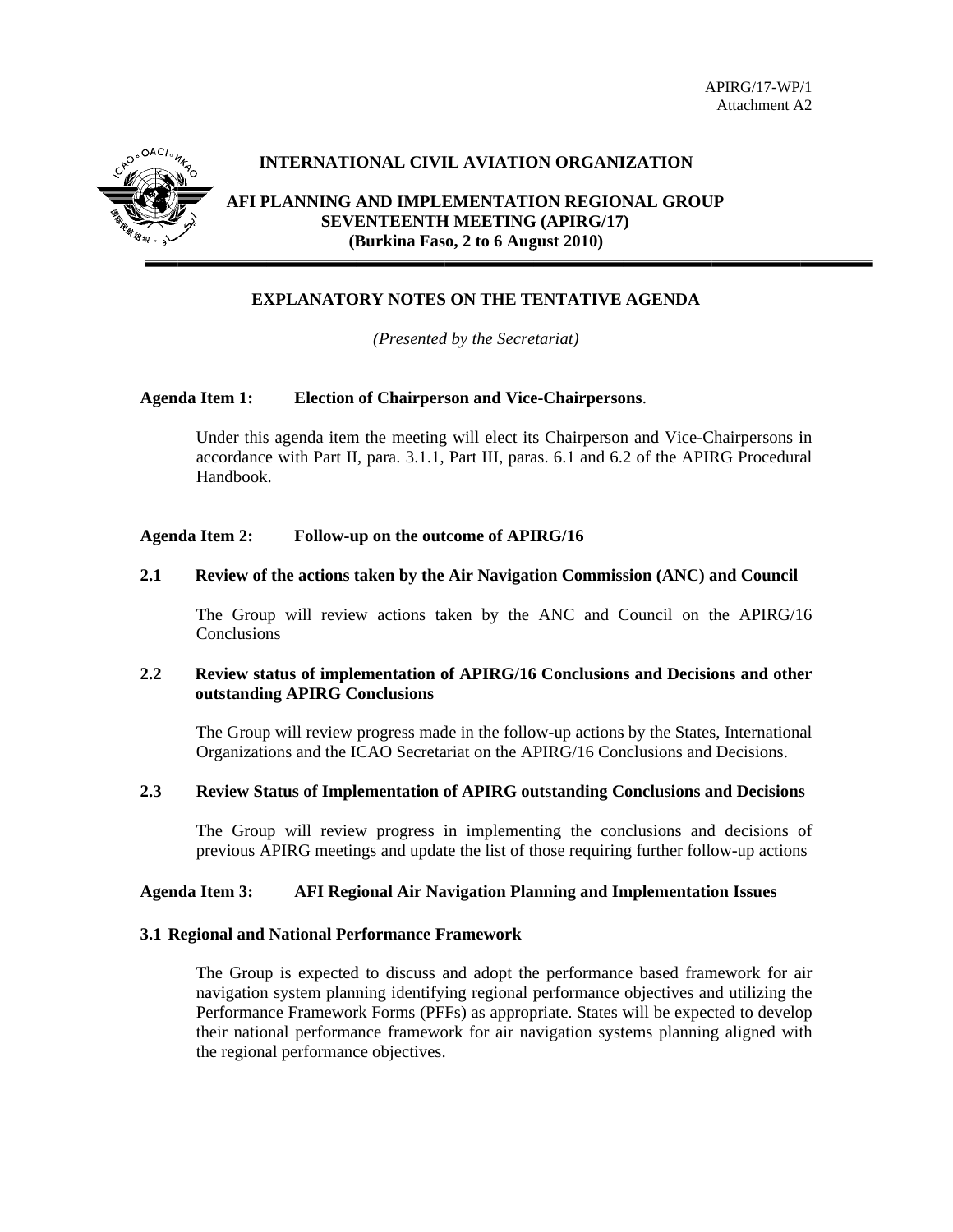APIRG/17-WP/1
Attachment A2

**INTERNATIONAL CIVIL AVIATION ORGANIZATION**

**AFI PLANNING AND IMPLEMENTATION REGIONAL GROUP**
**SEVENTEENTH MEETING (APIRG/17)**
**(Burkina Faso, 2 to 6 August 2010)**

---

## EXPLANATORY NOTES ON THE TENTATIVE AGENDA

*(Presented by the Secretariat)*

**Agenda Item 1: Election of Chairperson and Vice-Chairpersons**.

Under this agenda item the meeting will elect its Chairperson and Vice-Chairpersons in accordance with Part II, para. 3.1.1, Part III, paras. 6.1 and 6.2 of the APIRG Procedural Handbook.

**Agenda Item 2: Follow-up on the outcome of APIRG/16**

**2.1 Review of the actions taken by the Air Navigation Commission (ANC) and Council**

The Group will review actions taken by the ANC and Council on the APIRG/16 Conclusions

**2.2 Review status of implementation of APIRG/16 Conclusions and Decisions and other outstanding APIRG Conclusions**

The Group will review progress made in the follow-up actions by the States, International Organizations and the ICAO Secretariat on the APIRG/16 Conclusions and Decisions.

**2.3 Review Status of Implementation of APIRG outstanding Conclusions and Decisions**

The Group will review progress in implementing the conclusions and decisions of previous APIRG meetings and update the list of those requiring further follow-up actions

**Agenda Item 3: AFI Regional Air Navigation Planning and Implementation Issues**

**3.1 Regional and National Performance Framework**

The Group is expected to discuss and adopt the performance based framework for air navigation system planning identifying regional performance objectives and utilizing the Performance Framework Forms (PFFs) as appropriate. States will be expected to develop their national performance framework for air navigation systems planning aligned with the regional performance objectives.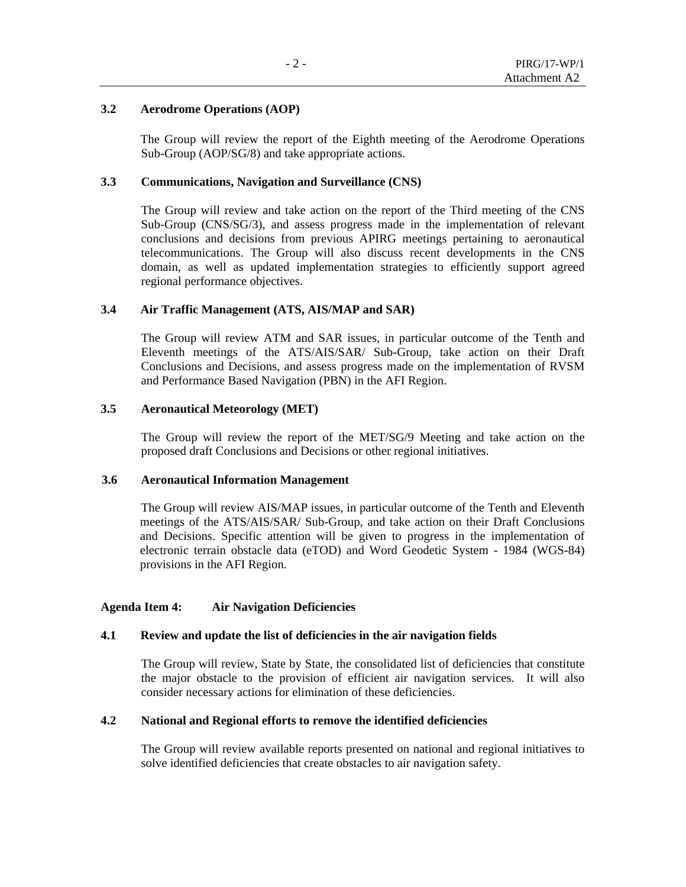### 3.2 Aerodrome Operations (AOP)

The Group will review the report of the Eighth meeting of the Aerodrome Operations Sub-Group (AOP/SG/8) and take appropriate actions.

### 3.3 Communications, Navigation and Surveillance (CNS)

The Group will review and take action on the report of the Third meeting of the CNS Sub-Group (CNS/SG/3), and assess progress made in the implementation of relevant conclusions and decisions from previous APIRG meetings pertaining to aeronautical telecommunications. The Group will also discuss recent developments in the CNS domain, as well as updated implementation strategies to efficiently support agreed regional performance objectives.

### 3.4 Air Traffic Management (ATS, AIS/MAP and SAR)

The Group will review ATM and SAR issues, in particular outcome of the Tenth and Eleventh meetings of the ATS/AIS/SAR/ Sub-Group, take action on their Draft Conclusions and Decisions, and assess progress made on the implementation of RVSM and Performance Based Navigation (PBN) in the AFI Region.

### 3.5 Aeronautical Meteorology (MET)

The Group will review the report of the MET/SG/9 Meeting and take action on the proposed draft Conclusions and Decisions or other regional initiatives.

### 3.6 Aeronautical Information Management

The Group will review AIS/MAP issues, in particular outcome of the Tenth and Eleventh meetings of the ATS/AIS/SAR/ Sub-Group, and take action on their Draft Conclusions and Decisions. Specific attention will be given to progress in the implementation of electronic terrain obstacle data (eTOD) and Word Geodetic System - 1984 (WGS-84) provisions in the AFI Region.

## Agenda Item 4: Air Navigation Deficiencies

### 4.1 Review and update the list of deficiencies in the air navigation fields

The Group will review, State by State, the consolidated list of deficiencies that constitute the major obstacle to the provision of efficient air navigation services. It will also consider necessary actions for elimination of these deficiencies.

### 4.2 National and Regional efforts to remove the identified deficiencies

The Group will review available reports presented on national and regional initiatives to solve identified deficiencies that create obstacles to air navigation safety.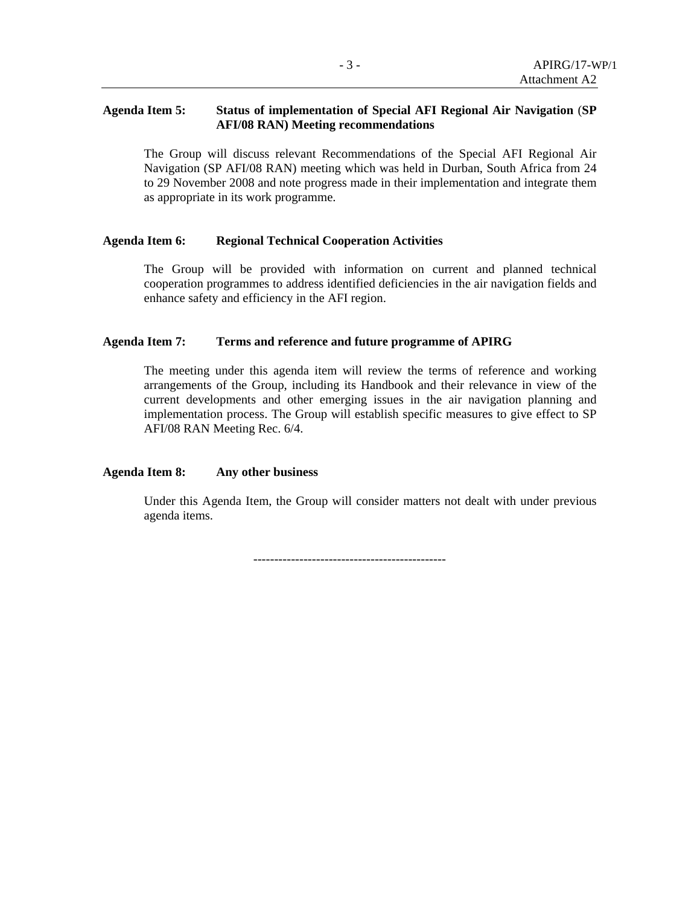**Agenda Item 5: Status of implementation of Special AFI Regional Air Navigation (SP AFI/08 RAN) Meeting recommendations**

The Group will discuss relevant Recommendations of the Special AFI Regional Air Navigation (SP AFI/08 RAN) meeting which was held in Durban, South Africa from 24 to 29 November 2008 and note progress made in their implementation and integrate them as appropriate in its work programme.

**Agenda Item 6: Regional Technical Cooperation Activities**

The Group will be provided with information on current and planned technical cooperation programmes to address identified deficiencies in the air navigation fields and enhance safety and efficiency in the AFI region.

**Agenda Item 7: Terms and reference and future programme of APIRG**

The meeting under this agenda item will review the terms of reference and working arrangements of the Group, including its Handbook and their relevance in view of the current developments and other emerging issues in the air navigation planning and implementation process. The Group will establish specific measures to give effect to SP AFI/08 RAN Meeting Rec. 6/4.

**Agenda Item 8: Any other business**

Under this Agenda Item, the Group will consider matters not dealt with under previous agenda items.

---------------------------------------------